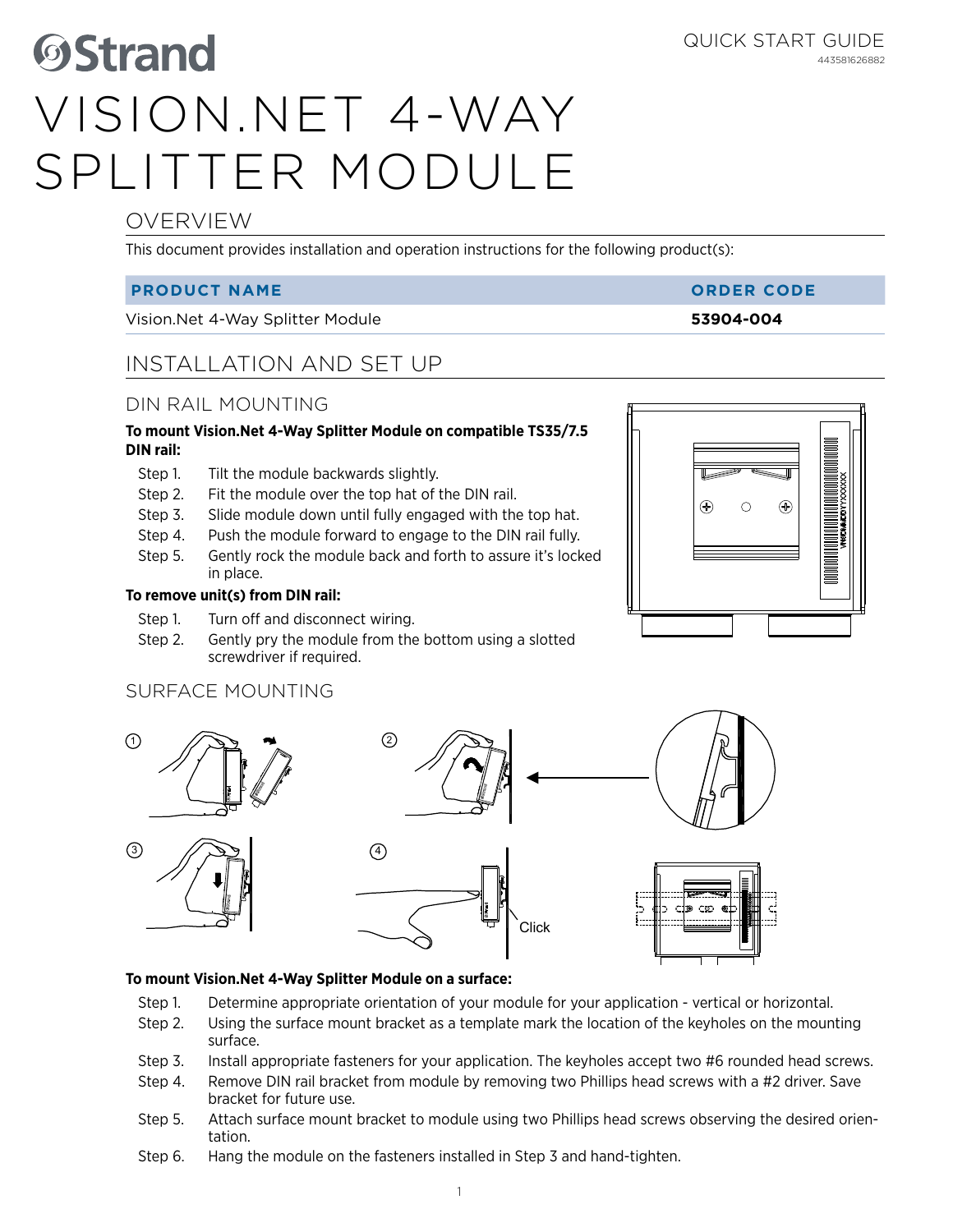Strand

QUICK START GUIDE
443581626882

# VISION.NET 4-WAY SPLITTER MODULE

## OVERVIEW

This document provides installation and operation instructions for the following product(s):

| PRODUCT NAME | ORDER CODE |
| --- | --- |
| Vision.Net 4-Way Splitter Module | **53904-004** |

## INSTALLATION AND SET UP

### DIN RAIL MOUNTING

**To mount Vision.Net 4-Way Splitter Module on compatible TS35/7.5 DIN rail:**

- Step 1. Tilt the module backwards slightly.
- Step 2. Fit the module over the top hat of the DIN rail.
- Step 3. Slide module down until fully engaged with the top hat.
- Step 4. Push the module forward to engage to the DIN rail fully.
- Step 5. Gently rock the module back and forth to assure it's locked in place.

**To remove unit(s) from DIN rail:**

- Step 1. Turn off and disconnect wiring.
- Step 2. Gently pry the module from the bottom using a slotted screwdriver if required.

### SURFACE MOUNTING

**To mount Vision.Net 4-Way Splitter Module on a surface:**

- Step 1. Determine appropriate orientation of your module for your application - vertical or horizontal.
- Step 2. Using the surface mount bracket as a template mark the location of the keyholes on the mounting surface.
- Step 3. Install appropriate fasteners for your application. The keyholes accept two #6 rounded head screws.
- Step 4. Remove DIN rail bracket from module by removing two Phillips head screws with a #2 driver. Save bracket for future use.
- Step 5. Attach surface mount bracket to module using two Phillips head screws observing the desired orientation.
- Step 6. Hang the module on the fasteners installed in Step 3 and hand-tighten.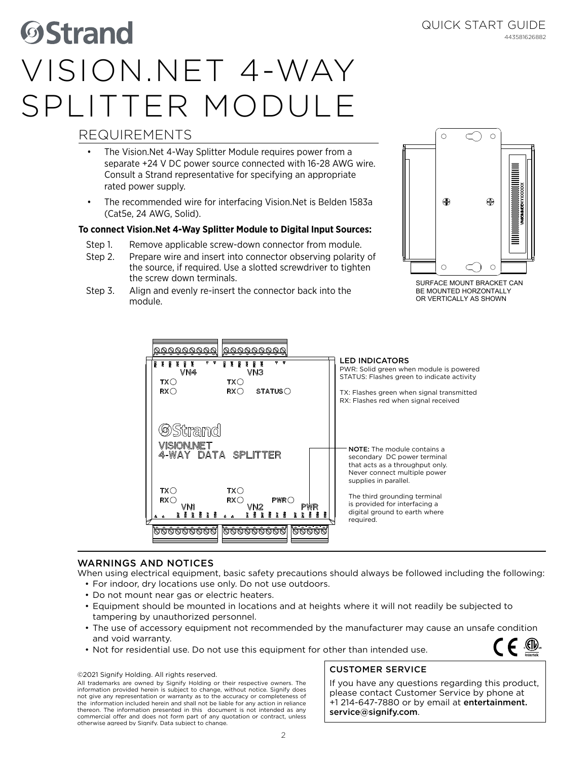QUICK START GUIDE

443581626882

# VISION.NET 4-WAY SPLITTER MODULE

## REQUIREMENTS

- The Vision.Net 4-Way Splitter Module requires power from a separate +24 V DC power source connected with 16-28 AWG wire. Consult a Strand representative for specifying an appropriate rated power supply.
- The recommended wire for interfacing Vision.Net is Belden 1583a (Cat5e, 24 AWG, Solid).

**To connect Vision.Net 4-Way Splitter Module to Digital Input Sources:**

Step 1. Remove applicable screw-down connector from module.

Step 2. Prepare wire and insert into connector observing polarity of the source, if required. Use a slotted screwdriver to tighten the screw down terminals.

Step 3. Align and evenly re-insert the connector back into the module.

SURFACE MOUNT BRACKET CAN BE MOUNTED HORZONTALLY OR VERTICALLY AS SHOWN

VN4
VN3
TX
RX
STATUS
Strand
VISION.NET
4-WAY DATA SPLITTER
VN1
VN2
PWR

**LED INDICATORS**

PWR: Solid green when module is powered

STATUS: Flashes green to indicate activity

TX: Flashes green when signal transmitted

RX: Flashes red when signal received

**NOTE:** The module contains a secondary DC power terminal that acts as a throughput only. Never connect multiple power supplies in parallel.

The third grounding terminal is provided for interfacing a digital ground to earth where required.

## WARNINGS AND NOTICES

When using electrical equipment, basic safety precautions should always be followed including the following:

- For indoor, dry locations use only. Do not use outdoors.
- Do not mount near gas or electric heaters.
- Equipment should be mounted in locations and at heights where it will not readily be subjected to tampering by unauthorized personnel.
- The use of accessory equipment not recommended by the manufacturer may cause an unsafe condition and void warranty.
- Not for residential use. Do not use this equipment for other than intended use.

©2021 Signify Holding. All rights reserved.

All trademarks are owned by Signify Holding or their respective owners. The information provided herein is subject to change, without notice. Signify does not give any representation or warranty as to the accuracy or completeness of the information included herein and shall not be liable for any action in reliance thereon. The information presented in this document is not intended as any commercial offer and does not form part of any quotation or contract, unless otherwise agreed by Signify. Data subject to change.

### CUSTOMER SERVICE

If you have any questions regarding this product, please contact Customer Service by phone at +1 214-647-7880 or by email at entertainment.service@signify.com.